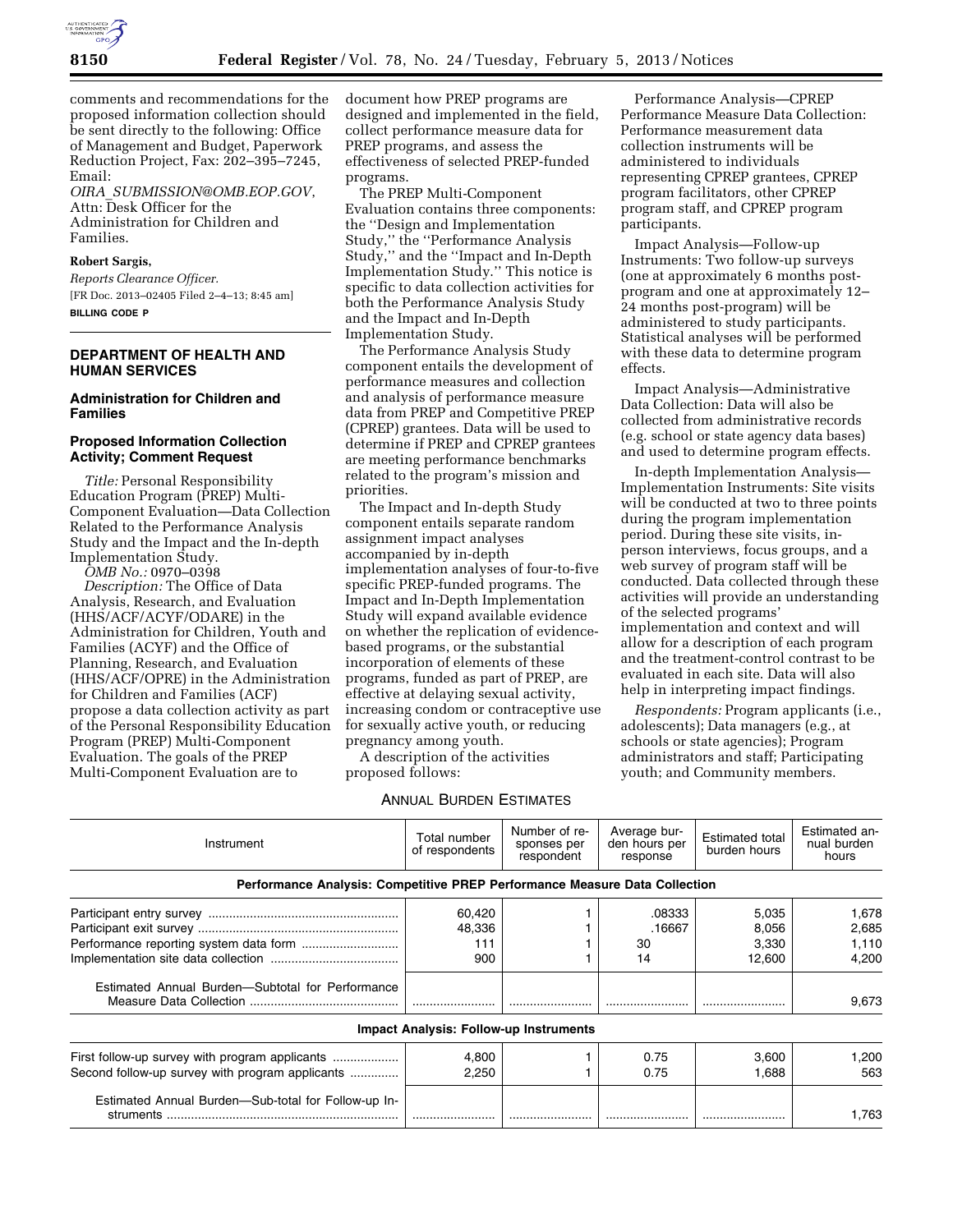comments and recommendations for the proposed information collection should be sent directly to the following: Office of Management and Budget, Paperwork Reduction Project, Fax: 202–395–7245, Email: *OIRA_SUBMISSION@OMB.EOP.GOV*, Attn: Desk Officer for the Administration for Children and Families.

**Robert Sargis,**

*Reports Clearance Officer.*

[FR Doc. 2013–02405 Filed 2–4–13; 8:45 am]

**BILLING CODE P**

## DEPARTMENT OF HEALTH AND HUMAN SERVICES

### Administration for Children and Families

### Proposed Information Collection Activity; Comment Request

*Title:* Personal Responsibility Education Program (PREP) Multi-Component Evaluation—Data Collection Related to the Performance Analysis Study and the Impact and the In-depth Implementation Study.

*OMB No.:* 0970–0398

*Description:* The Office of Data Analysis, Research, and Evaluation (HHS/ACF/ACYF/ODARE) in the Administration for Children, Youth and Families (ACYF) and the Office of Planning, Research, and Evaluation (HHS/ACF/OPRE) in the Administration for Children and Families (ACF) propose a data collection activity as part of the Personal Responsibility Education Program (PREP) Multi-Component Evaluation. The goals of the PREP Multi-Component Evaluation are to document how PREP programs are designed and implemented in the field, collect performance measure data for PREP programs, and assess the effectiveness of selected PREP-funded programs.

The PREP Multi-Component Evaluation contains three components: the ''Design and Implementation Study,'' the ''Performance Analysis Study,'' and the ''Impact and In-Depth Implementation Study.'' This notice is specific to data collection activities for both the Performance Analysis Study and the Impact and In-Depth Implementation Study.

The Performance Analysis Study component entails the development of performance measures and collection and analysis of performance measure data from PREP and Competitive PREP (CPREP) grantees. Data will be used to determine if PREP and CPREP grantees are meeting performance benchmarks related to the program's mission and priorities.

The Impact and In-depth Study component entails separate random assignment impact analyses accompanied by in-depth implementation analyses of four-to-five specific PREP-funded programs. The Impact and In-Depth Implementation Study will expand available evidence on whether the replication of evidence-based programs, or the substantial incorporation of elements of these programs, funded as part of PREP, are effective at delaying sexual activity, increasing condom or contraceptive use for sexually active youth, or reducing pregnancy among youth.

A description of the activities proposed follows:

Performance Analysis—CPREP Performance Measure Data Collection: Performance measurement data collection instruments will be administered to individuals representing CPREP grantees, CPREP program facilitators, other CPREP program staff, and CPREP program participants.

Impact Analysis—Follow-up Instruments: Two follow-up surveys (one at approximately 6 months post-program and one at approximately 12–24 months post-program) will be administered to study participants. Statistical analyses will be performed with these data to determine program effects.

Impact Analysis—Administrative Data Collection: Data will also be collected from administrative records (e.g. school or state agency data bases) and used to determine program effects.

In-depth Implementation Analysis—Implementation Instruments: Site visits will be conducted at two to three points during the program implementation period. During these site visits, in-person interviews, focus groups, and a web survey of program staff will be conducted. Data collected through these activities will provide an understanding of the selected programs' implementation and context and will allow for a description of each program and the treatment-control contrast to be evaluated in each site. Data will also help in interpreting impact findings.

*Respondents:* Program applicants (i.e., adolescents); Data managers (e.g., at schools or state agencies); Program administrators and staff; Participating youth; and Community members.

ANNUAL BURDEN ESTIMATES

| Instrument | Total number of respondents | Number of responses per respondent | Average burden hours per response | Estimated total burden hours | Estimated annual burden hours |
|---|---|---|---|---|---|
| **Performance Analysis: Competitive PREP Performance Measure Data Collection** | | | | | |
| Participant entry survey | 60,420 | 1 | .08333 | 5,035 | 1,678 |
| Participant exit survey | 48,336 | 1 | .16667 | 8,056 | 2,685 |
| Performance reporting system data form | 111 | 1 | 30 | 3,330 | 1,110 |
| Implementation site data collection | 900 | 1 | 14 | 12,600 | 4,200 |
| Estimated Annual Burden—Subtotal for Performance Measure Data Collection | | | | | 9,673 |
| **Impact Analysis: Follow-up Instruments** | | | | | |
| First follow-up survey with program applicants | 4,800 | 1 | 0.75 | 3,600 | 1,200 |
| Second follow-up survey with program applicants | 2,250 | 1 | 0.75 | 1,688 | 563 |
| Estimated Annual Burden—Sub-total for Follow-up Instruments | | | | | 1,763 |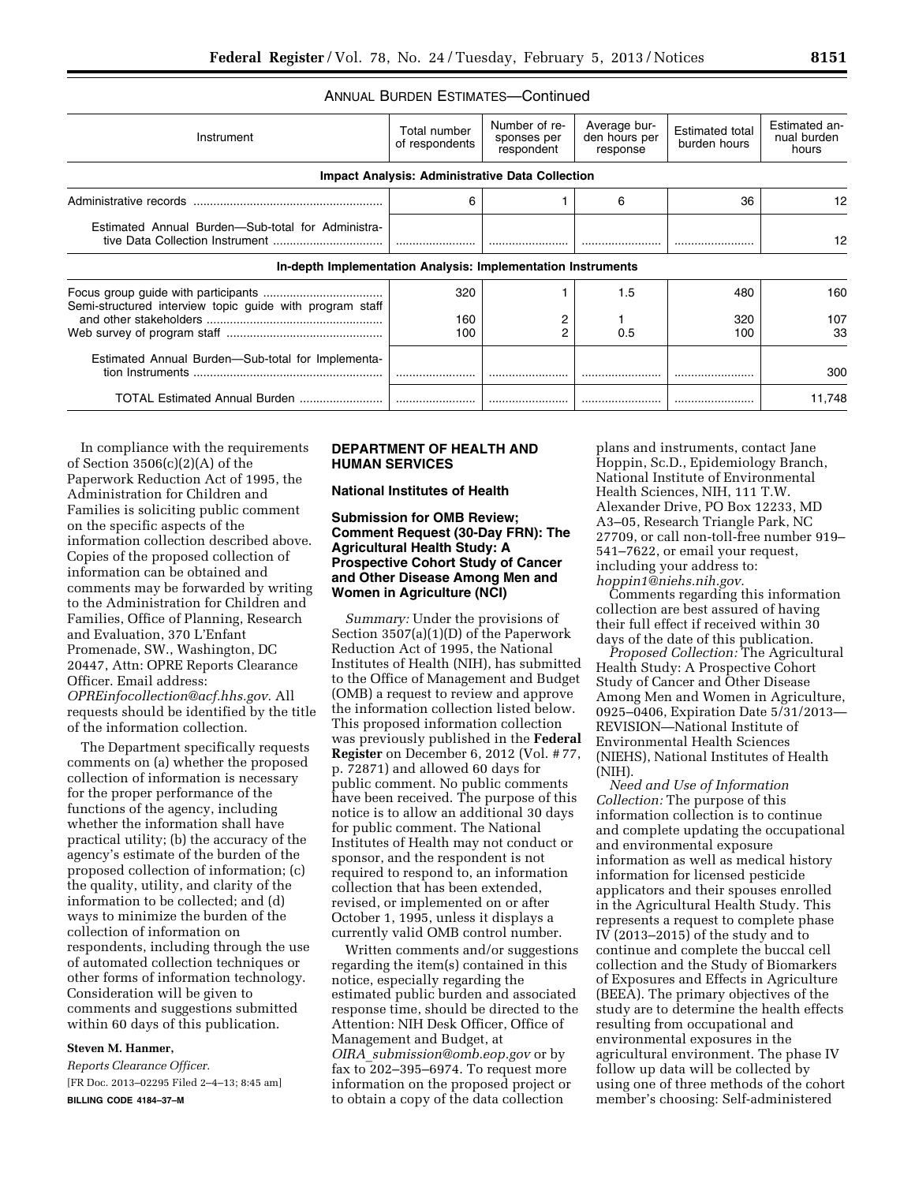ANNUAL BURDEN ESTIMATES—Continued

| Instrument | Total number of respondents | Number of responses per respondent | Average burden hours per response | Estimated total burden hours | Estimated annual burden hours |
|---|---|---|---|---|---|
| **Impact Analysis: Administrative Data Collection** | | | | | |
| Administrative records | 6 | 1 | 6 | 36 | 12 |
| Estimated Annual Burden—Sub-total for Administrative Data Collection Instrument | | | | | 12 |
| **In-depth Implementation Analysis: Implementation Instruments** | | | | | |
| Focus group guide with participants | 320 | 1 | 1.5 | 480 | 160 |
| Semi-structured interview topic guide with program staff and other stakeholders | 160 | 2 | 1 | 320 | 107 |
| Web survey of program staff | 100 | 2 | 0.5 | 100 | 33 |
| Estimated Annual Burden—Sub-total for Implementation Instruments | | | | | 300 |
| TOTAL Estimated Annual Burden | | | | | 11,748 |

In compliance with the requirements of Section 3506(c)(2)(A) of the Paperwork Reduction Act of 1995, the Administration for Children and Families is soliciting public comment on the specific aspects of the information collection described above. Copies of the proposed collection of information can be obtained and comments may be forwarded by writing to the Administration for Children and Families, Office of Planning, Research and Evaluation, 370 L'Enfant Promenade, SW., Washington, DC 20447, Attn: OPRE Reports Clearance Officer. Email address: *OPREinfocollection@acf.hhs.gov.* All requests should be identified by the title of the information collection.

The Department specifically requests comments on (a) whether the proposed collection of information is necessary for the proper performance of the functions of the agency, including whether the information shall have practical utility; (b) the accuracy of the agency's estimate of the burden of the proposed collection of information; (c) the quality, utility, and clarity of the information to be collected; and (d) ways to minimize the burden of the collection of information on respondents, including through the use of automated collection techniques or other forms of information technology. Consideration will be given to comments and suggestions submitted within 60 days of this publication.

**Steven M. Hanmer,**

*Reports Clearance Officer.*

[FR Doc. 2013–02295 Filed 2–4–13; 8:45 am]

**BILLING CODE 4184–37–M**

## DEPARTMENT OF HEALTH AND HUMAN SERVICES

### National Institutes of Health

### Submission for OMB Review; Comment Request (30-Day FRN): The Agricultural Health Study: A Prospective Cohort Study of Cancer and Other Disease Among Men and Women in Agriculture (NCI)

*Summary:* Under the provisions of Section 3507(a)(1)(D) of the Paperwork Reduction Act of 1995, the National Institutes of Health (NIH), has submitted to the Office of Management and Budget (OMB) a request to review and approve the information collection listed below. This proposed information collection was previously published in the **Federal Register** on December 6, 2012 (Vol. # 77, p. 72871) and allowed 60 days for public comment. No public comments have been received. The purpose of this notice is to allow an additional 30 days for public comment. The National Institutes of Health may not conduct or sponsor, and the respondent is not required to respond to, an information collection that has been extended, revised, or implemented on or after October 1, 1995, unless it displays a currently valid OMB control number.

Written comments and/or suggestions regarding the item(s) contained in this notice, especially regarding the estimated public burden and associated response time, should be directed to the Attention: NIH Desk Officer, Office of Management and Budget, at *OIRA_submission@omb.eop.gov* or by fax to 202–395–6974. To request more information on the proposed project or to obtain a copy of the data collection plans and instruments, contact Jane Hoppin, Sc.D., Epidemiology Branch, National Institute of Environmental Health Sciences, NIH, 111 T.W. Alexander Drive, PO Box 12233, MD A3–05, Research Triangle Park, NC 27709, or call non-toll-free number 919–541–7622, or email your request, including your address to: *hoppin1@niehs.nih.gov.*

Comments regarding this information collection are best assured of having their full effect if received within 30 days of the date of this publication.

*Proposed Collection:* The Agricultural Health Study: A Prospective Cohort Study of Cancer and Other Disease Among Men and Women in Agriculture, 0925–0406, Expiration Date 5/31/2013—REVISION—National Institute of Environmental Health Sciences (NIEHS), National Institutes of Health (NIH).

*Need and Use of Information Collection:* The purpose of this information collection is to continue and complete updating the occupational and environmental exposure information as well as medical history information for licensed pesticide applicators and their spouses enrolled in the Agricultural Health Study. This represents a request to complete phase IV (2013–2015) of the study and to continue and complete the buccal cell collection and the Study of Biomarkers of Exposures and Effects in Agriculture (BEEA). The primary objectives of the study are to determine the health effects resulting from occupational and environmental exposures in the agricultural environment. The phase IV follow up data will be collected by using one of three methods of the cohort member's choosing: Self-administered